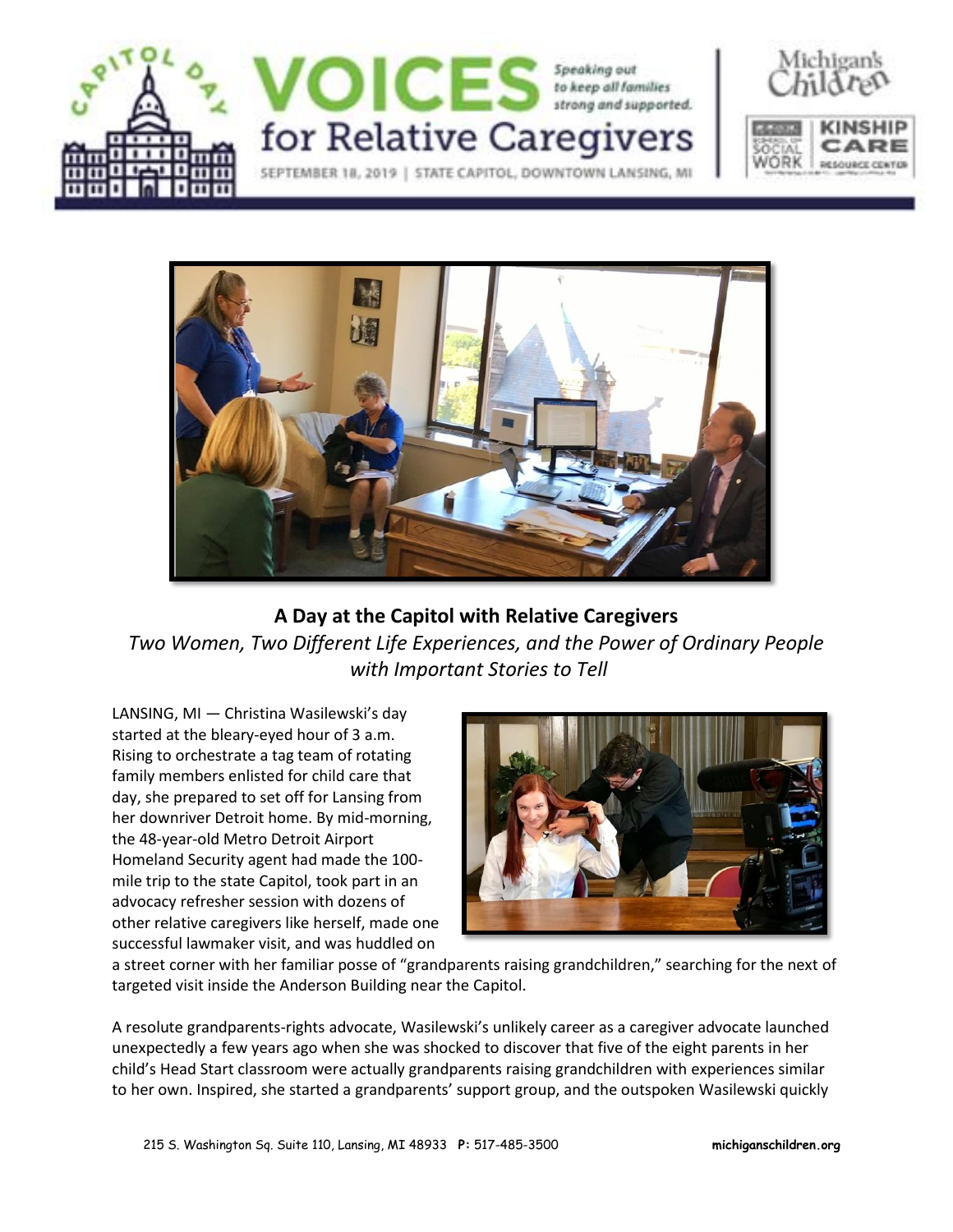CAPITOL DAY

# VOICES for Relative Caregivers

Speaking out to keep all families strong and supported.

SEPTEMBER 18, 2019 | STATE CAPITOL, DOWNTOWN LANSING, MI

Michigan's Children | School of Social Work | KINSHIP CARE RESOURCE CENTER

## A Day at the Capitol with Relative Caregivers

*Two Women, Two Different Life Experiences, and the Power of Ordinary People with Important Stories to Tell*

LANSING, MI — Christina Wasilewski's day started at the bleary-eyed hour of 3 a.m. Rising to orchestrate a tag team of rotating family members enlisted for child care that day, she prepared to set off for Lansing from her downriver Detroit home. By mid-morning, the 48-year-old Metro Detroit Airport Homeland Security agent had made the 100-mile trip to the state Capitol, took part in an advocacy refresher session with dozens of other relative caregivers like herself, made one successful lawmaker visit, and was huddled on a street corner with her familiar posse of "grandparents raising grandchildren," searching for the next of targeted visit inside the Anderson Building near the Capitol.

A resolute grandparents-rights advocate, Wasilewski's unlikely career as a caregiver advocate launched unexpectedly a few years ago when she was shocked to discover that five of the eight parents in her child's Head Start classroom were actually grandparents raising grandchildren with experiences similar to her own. Inspired, she started a grandparents' support group, and the outspoken Wasilewski quickly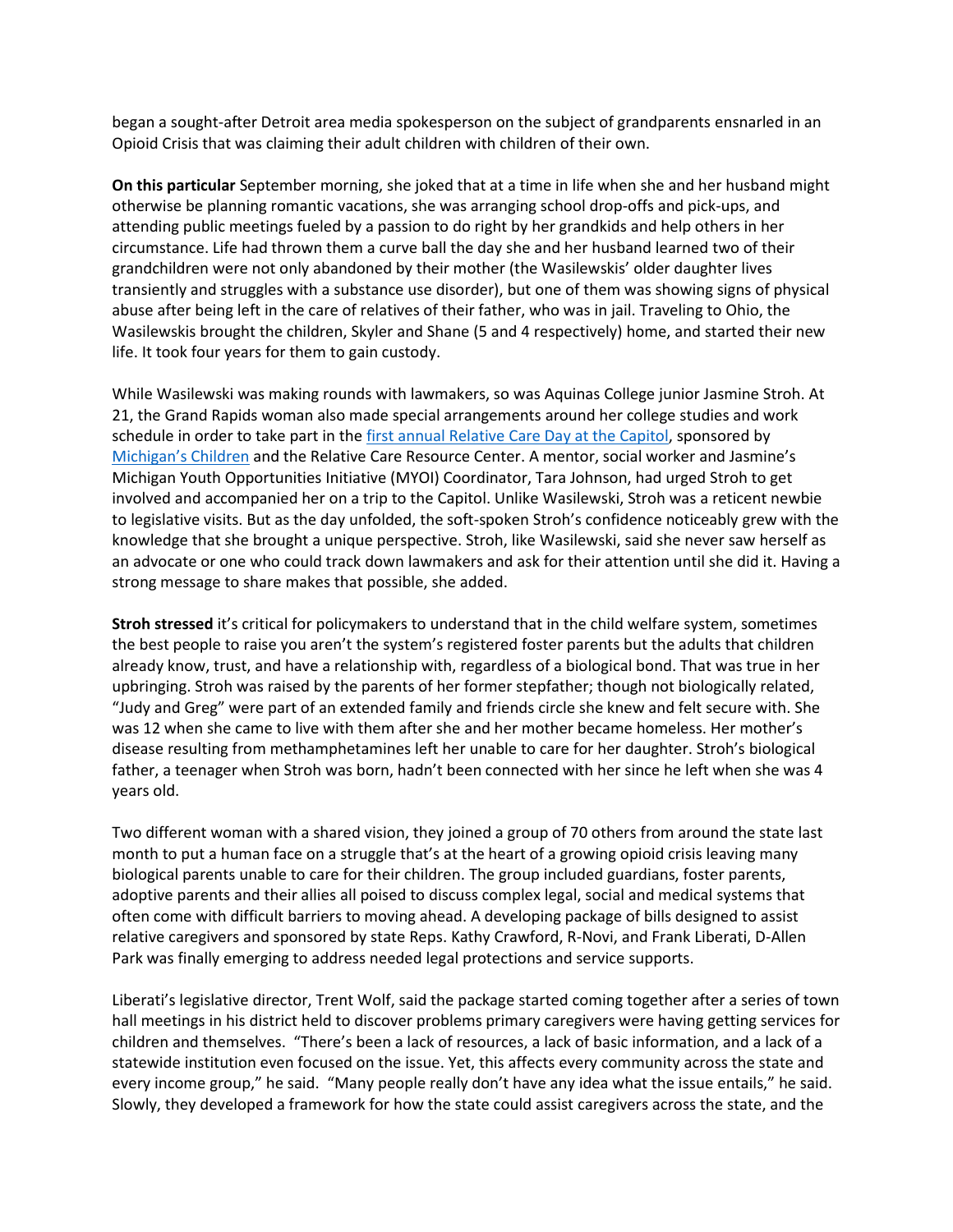began a sought-after Detroit area media spokesperson on the subject of grandparents ensnarled in an Opioid Crisis that was claiming their adult children with children of their own.

**On this particular** September morning, she joked that at a time in life when she and her husband might otherwise be planning romantic vacations, she was arranging school drop-offs and pick-ups, and attending public meetings fueled by a passion to do right by her grandkids and help others in her circumstance. Life had thrown them a curve ball the day she and her husband learned two of their grandchildren were not only abandoned by their mother (the Wasilewskis' older daughter lives transiently and struggles with a substance use disorder), but one of them was showing signs of physical abuse after being left in the care of relatives of their father, who was in jail. Traveling to Ohio, the Wasilewskis brought the children, Skyler and Shane (5 and 4 respectively) home, and started their new life. It took four years for them to gain custody.

While Wasilewski was making rounds with lawmakers, so was Aquinas College junior Jasmine Stroh. At 21, the Grand Rapids woman also made special arrangements around her college studies and work schedule in order to take part in the [first annual Relative Care Day at the Capitol](), sponsored by [Michigan's Children]() and the Relative Care Resource Center. A mentor, social worker and Jasmine's Michigan Youth Opportunities Initiative (MYOI) Coordinator, Tara Johnson, had urged Stroh to get involved and accompanied her on a trip to the Capitol. Unlike Wasilewski, Stroh was a reticent newbie to legislative visits. But as the day unfolded, the soft-spoken Stroh's confidence noticeably grew with the knowledge that she brought a unique perspective. Stroh, like Wasilewski, said she never saw herself as an advocate or one who could track down lawmakers and ask for their attention until she did it. Having a strong message to share makes that possible, she added.

**Stroh stressed** it's critical for policymakers to understand that in the child welfare system, sometimes the best people to raise you aren't the system's registered foster parents but the adults that children already know, trust, and have a relationship with, regardless of a biological bond. That was true in her upbringing. Stroh was raised by the parents of her former stepfather; though not biologically related, "Judy and Greg" were part of an extended family and friends circle she knew and felt secure with. She was 12 when she came to live with them after she and her mother became homeless. Her mother's disease resulting from methamphetamines left her unable to care for her daughter. Stroh's biological father, a teenager when Stroh was born, hadn't been connected with her since he left when she was 4 years old.

Two different woman with a shared vision, they joined a group of 70 others from around the state last month to put a human face on a struggle that's at the heart of a growing opioid crisis leaving many biological parents unable to care for their children. The group included guardians, foster parents, adoptive parents and their allies all poised to discuss complex legal, social and medical systems that often come with difficult barriers to moving ahead. A developing package of bills designed to assist relative caregivers and sponsored by state Reps. Kathy Crawford, R-Novi, and Frank Liberati, D-Allen Park was finally emerging to address needed legal protections and service supports.

Liberati's legislative director, Trent Wolf, said the package started coming together after a series of town hall meetings in his district held to discover problems primary caregivers were having getting services for children and themselves. "There's been a lack of resources, a lack of basic information, and a lack of a statewide institution even focused on the issue. Yet, this affects every community across the state and every income group," he said. "Many people really don't have any idea what the issue entails," he said. Slowly, they developed a framework for how the state could assist caregivers across the state, and the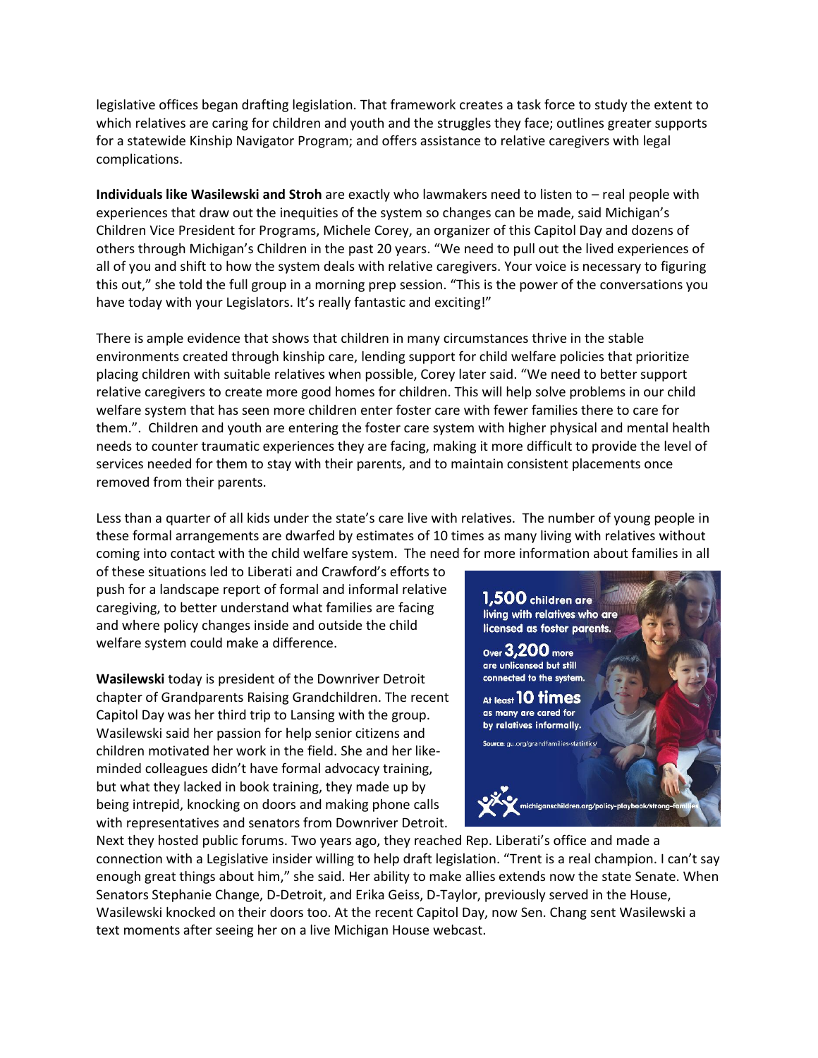legislative offices began drafting legislation. That framework creates a task force to study the extent to which relatives are caring for children and youth and the struggles they face; outlines greater supports for a statewide Kinship Navigator Program; and offers assistance to relative caregivers with legal complications.

**Individuals like Wasilewski and Stroh** are exactly who lawmakers need to listen to – real people with experiences that draw out the inequities of the system so changes can be made, said Michigan's Children Vice President for Programs, Michele Corey, an organizer of this Capitol Day and dozens of others through Michigan's Children in the past 20 years. "We need to pull out the lived experiences of all of you and shift to how the system deals with relative caregivers. Your voice is necessary to figuring this out," she told the full group in a morning prep session. "This is the power of the conversations you have today with your Legislators. It's really fantastic and exciting!"

There is ample evidence that shows that children in many circumstances thrive in the stable environments created through kinship care, lending support for child welfare policies that prioritize placing children with suitable relatives when possible, Corey later said. "We need to better support relative caregivers to create more good homes for children. This will help solve problems in our child welfare system that has seen more children enter foster care with fewer families there to care for them.". Children and youth are entering the foster care system with higher physical and mental health needs to counter traumatic experiences they are facing, making it more difficult to provide the level of services needed for them to stay with their parents, and to maintain consistent placements once removed from their parents.

Less than a quarter of all kids under the state's care live with relatives. The number of young people in these formal arrangements are dwarfed by estimates of 10 times as many living with relatives without coming into contact with the child welfare system. The need for more information about families in all of these situations led to Liberati and Crawford's efforts to push for a landscape report of formal and informal relative caregiving, to better understand what families are facing and where policy changes inside and outside the child welfare system could make a difference.

**1,500** children are living with relatives who are licensed as foster parents.

Over **3,200** more are unlicensed but still connected to the system.

At least **10 times** as many are cared for by relatives informally.

Source: gu.org/grandfamilies-statistics/

michiganschildren.org/policy-playbook/strong-families

**Wasilewski** today is president of the Downriver Detroit chapter of Grandparents Raising Grandchildren. The recent Capitol Day was her third trip to Lansing with the group. Wasilewski said her passion for help senior citizens and children motivated her work in the field. She and her like-minded colleagues didn't have formal advocacy training, but what they lacked in book training, they made up by being intrepid, knocking on doors and making phone calls with representatives and senators from Downriver Detroit. Next they hosted public forums. Two years ago, they reached Rep. Liberati's office and made a connection with a Legislative insider willing to help draft legislation. "Trent is a real champion. I can't say enough great things about him," she said. Her ability to make allies extends now the state Senate. When Senators Stephanie Change, D-Detroit, and Erika Geiss, D-Taylor, previously served in the House, Wasilewski knocked on their doors too. At the recent Capitol Day, now Sen. Chang sent Wasilewski a text moments after seeing her on a live Michigan House webcast.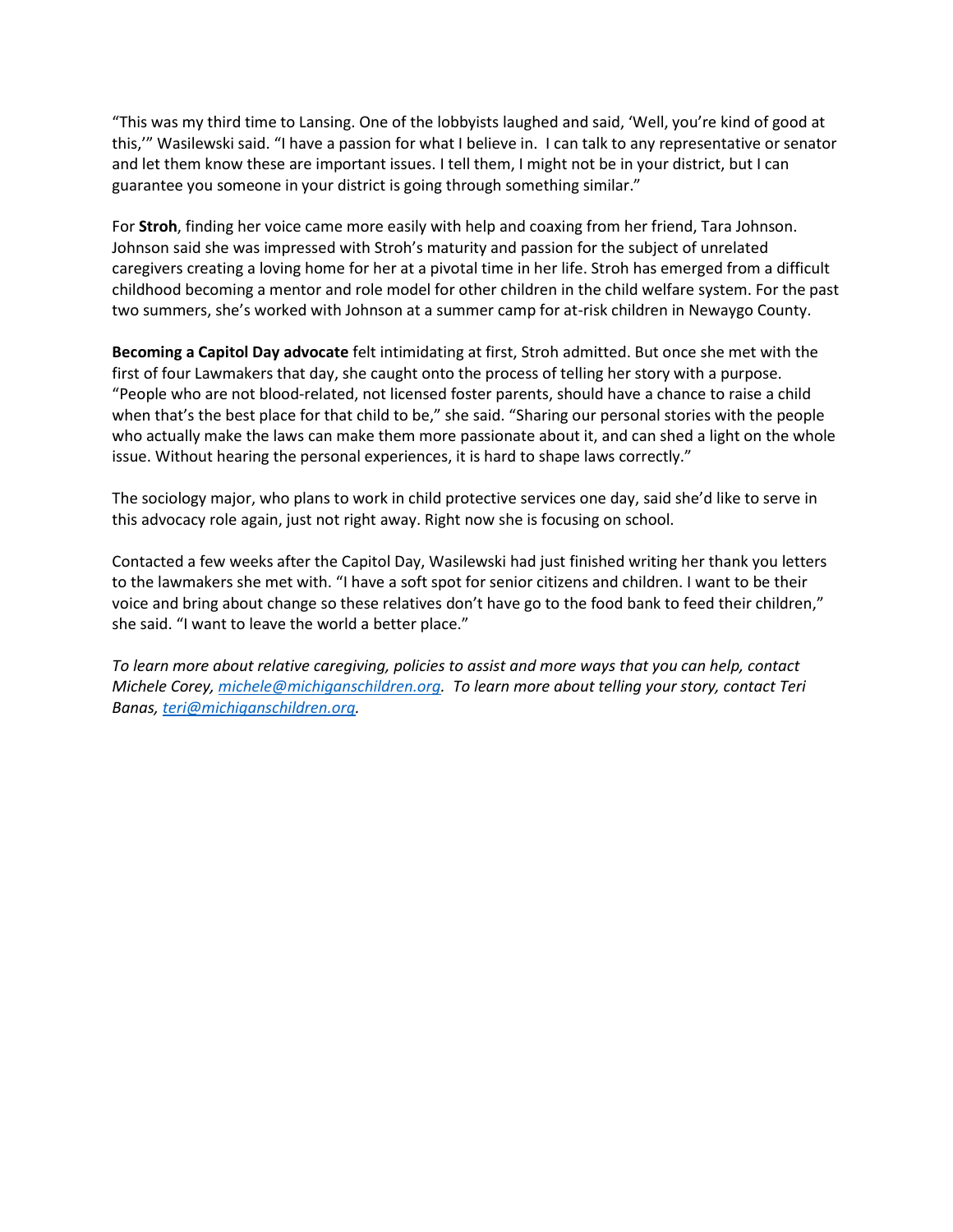"This was my third time to Lansing. One of the lobbyists laughed and said, 'Well, you're kind of good at this,'" Wasilewski said. "I have a passion for what I believe in. I can talk to any representative or senator and let them know these are important issues. I tell them, I might not be in your district, but I can guarantee you someone in your district is going through something similar."

For **Stroh**, finding her voice came more easily with help and coaxing from her friend, Tara Johnson. Johnson said she was impressed with Stroh's maturity and passion for the subject of unrelated caregivers creating a loving home for her at a pivotal time in her life. Stroh has emerged from a difficult childhood becoming a mentor and role model for other children in the child welfare system. For the past two summers, she's worked with Johnson at a summer camp for at-risk children in Newaygo County.

**Becoming a Capitol Day advocate** felt intimidating at first, Stroh admitted. But once she met with the first of four Lawmakers that day, she caught onto the process of telling her story with a purpose. "People who are not blood-related, not licensed foster parents, should have a chance to raise a child when that's the best place for that child to be," she said. "Sharing our personal stories with the people who actually make the laws can make them more passionate about it, and can shed a light on the whole issue. Without hearing the personal experiences, it is hard to shape laws correctly."

The sociology major, who plans to work in child protective services one day, said she'd like to serve in this advocacy role again, just not right away. Right now she is focusing on school.

Contacted a few weeks after the Capitol Day, Wasilewski had just finished writing her thank you letters to the lawmakers she met with. "I have a soft spot for senior citizens and children. I want to be their voice and bring about change so these relatives don't have go to the food bank to feed their children," she said. "I want to leave the world a better place."

*To learn more about relative caregiving, policies to assist and more ways that you can help, contact Michele Corey, michele@michiganschildren.org. To learn more about telling your story, contact Teri Banas, teri@michiganschildren.org.*